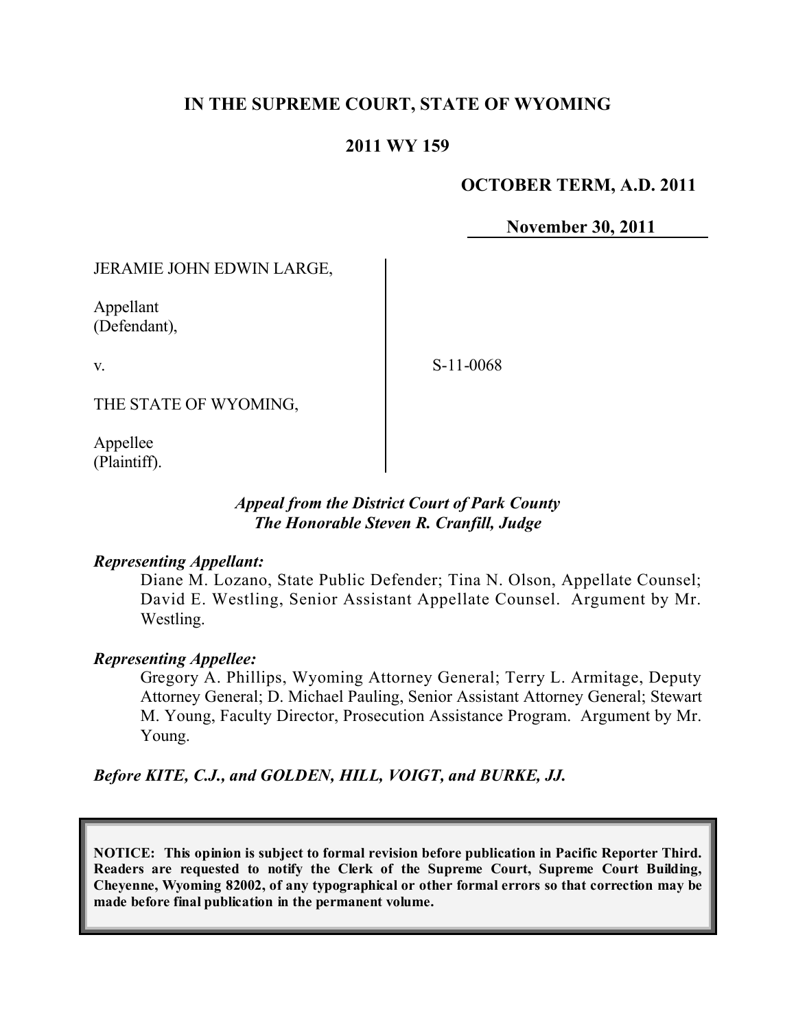# IN THE SUPREME COURT, STATE OF WYOMING

## 2011 WY 159

**OCTOBER TERM, A.D. 2011**

**November 30, 2011**

JERAMIE JOHN EDWIN LARGE,

Appellant
(Defendant),

v.

THE STATE OF WYOMING,

Appellee
(Plaintiff).

S-11-0068

*Appeal from the District Court of Park County*
*The Honorable Steven R. Cranfill, Judge*

***Representing Appellant:***

Diane M. Lozano, State Public Defender; Tina N. Olson, Appellate Counsel; David E. Westling, Senior Assistant Appellate Counsel. Argument by Mr. Westling.

***Representing Appellee:***

Gregory A. Phillips, Wyoming Attorney General; Terry L. Armitage, Deputy Attorney General; D. Michael Pauling, Senior Assistant Attorney General; Stewart M. Young, Faculty Director, Prosecution Assistance Program. Argument by Mr. Young.

***Before KITE, C.J., and GOLDEN, HILL, VOIGT, and BURKE, JJ.***

**NOTICE: This opinion is subject to formal revision before publication in Pacific Reporter Third. Readers are requested to notify the Clerk of the Supreme Court, Supreme Court Building, Cheyenne, Wyoming 82002, of any typographical or other formal errors so that correction may be made before final publication in the permanent volume.**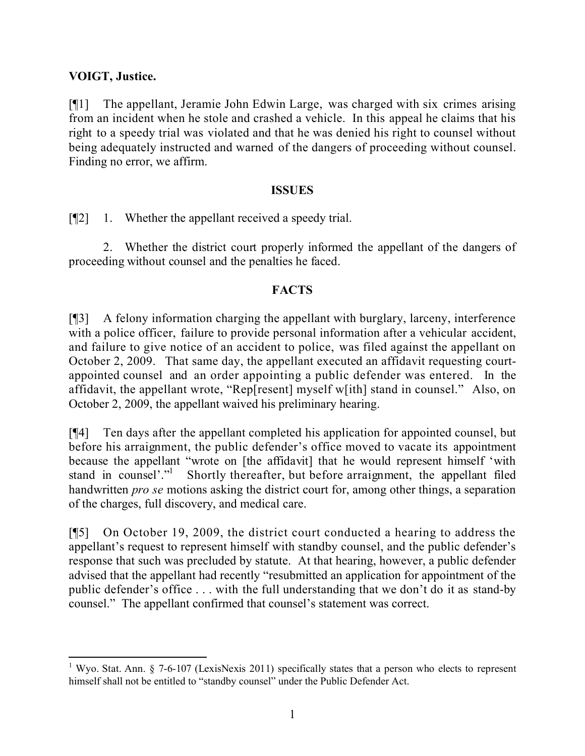**VOIGT, Justice.**

[¶1] The appellant, Jeramie John Edwin Large, was charged with six crimes arising from an incident when he stole and crashed a vehicle. In this appeal he claims that his right to a speedy trial was violated and that he was denied his right to counsel without being adequately instructed and warned of the dangers of proceeding without counsel. Finding no error, we affirm.

## ISSUES

[¶2] 1. Whether the appellant received a speedy trial.

2. Whether the district court properly informed the appellant of the dangers of proceeding without counsel and the penalties he faced.

## FACTS

[¶3] A felony information charging the appellant with burglary, larceny, interference with a police officer, failure to provide personal information after a vehicular accident, and failure to give notice of an accident to police, was filed against the appellant on October 2, 2009. That same day, the appellant executed an affidavit requesting court-appointed counsel and an order appointing a public defender was entered. In the affidavit, the appellant wrote, "Rep[resent] myself w[ith] stand in counsel." Also, on October 2, 2009, the appellant waived his preliminary hearing.

[¶4] Ten days after the appellant completed his application for appointed counsel, but before his arraignment, the public defender's office moved to vacate its appointment because the appellant "wrote on [the affidavit] that he would represent himself 'with stand in counsel'."[1] Shortly thereafter, but before arraignment, the appellant filed handwritten *pro se* motions asking the district court for, among other things, a separation of the charges, full discovery, and medical care.

[¶5] On October 19, 2009, the district court conducted a hearing to address the appellant's request to represent himself with standby counsel, and the public defender's response that such was precluded by statute. At that hearing, however, a public defender advised that the appellant had recently "resubmitted an application for appointment of the public defender's office . . . with the full understanding that we don't do it as stand-by counsel." The appellant confirmed that counsel's statement was correct.

---

[1] Wyo. Stat. Ann. § 7-6-107 (LexisNexis 2011) specifically states that a person who elects to represent himself shall not be entitled to "standby counsel" under the Public Defender Act.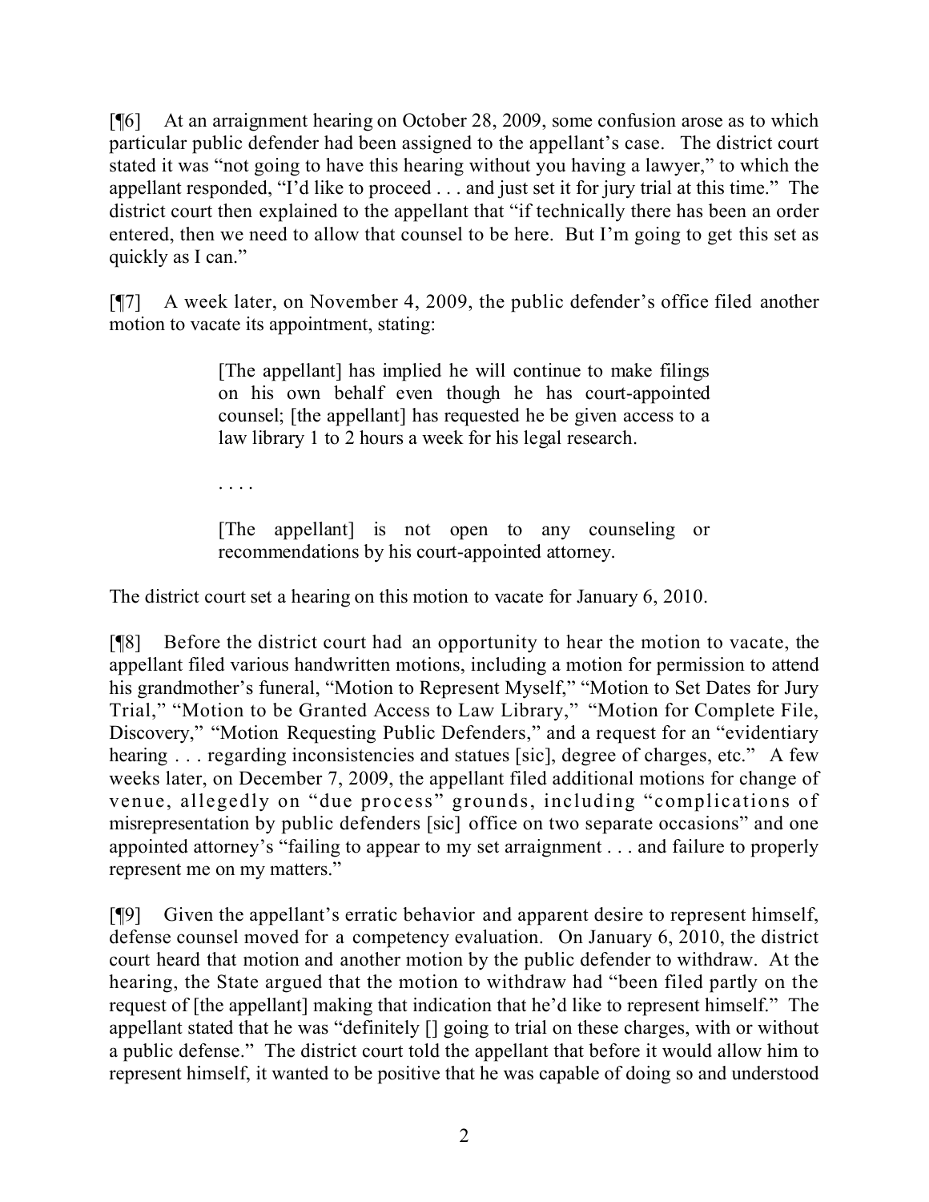[¶6] At an arraignment hearing on October 28, 2009, some confusion arose as to which particular public defender had been assigned to the appellant's case. The district court stated it was "not going to have this hearing without you having a lawyer," to which the appellant responded, "I'd like to proceed . . . and just set it for jury trial at this time." The district court then explained to the appellant that "if technically there has been an order entered, then we need to allow that counsel to be here. But I'm going to get this set as quickly as I can."

[¶7] A week later, on November 4, 2009, the public defender's office filed another motion to vacate its appointment, stating:

> [The appellant] has implied he will continue to make filings on his own behalf even though he has court-appointed counsel; [the appellant] has requested he be given access to a law library 1 to 2 hours a week for his legal research.
>
> . . . .
>
> [The appellant] is not open to any counseling or recommendations by his court-appointed attorney.

The district court set a hearing on this motion to vacate for January 6, 2010.

[¶8] Before the district court had an opportunity to hear the motion to vacate, the appellant filed various handwritten motions, including a motion for permission to attend his grandmother's funeral, "Motion to Represent Myself," "Motion to Set Dates for Jury Trial," "Motion to be Granted Access to Law Library," "Motion for Complete File, Discovery," "Motion Requesting Public Defenders," and a request for an "evidentiary hearing . . . regarding inconsistencies and statues [sic], degree of charges, etc." A few weeks later, on December 7, 2009, the appellant filed additional motions for change of venue, allegedly on "due process" grounds, including "complications of misrepresentation by public defenders [sic] office on two separate occasions" and one appointed attorney's "failing to appear to my set arraignment . . . and failure to properly represent me on my matters."

[¶9] Given the appellant's erratic behavior and apparent desire to represent himself, defense counsel moved for a competency evaluation. On January 6, 2010, the district court heard that motion and another motion by the public defender to withdraw. At the hearing, the State argued that the motion to withdraw had "been filed partly on the request of [the appellant] making that indication that he'd like to represent himself." The appellant stated that he was "definitely [] going to trial on these charges, with or without a public defense." The district court told the appellant that before it would allow him to represent himself, it wanted to be positive that he was capable of doing so and understood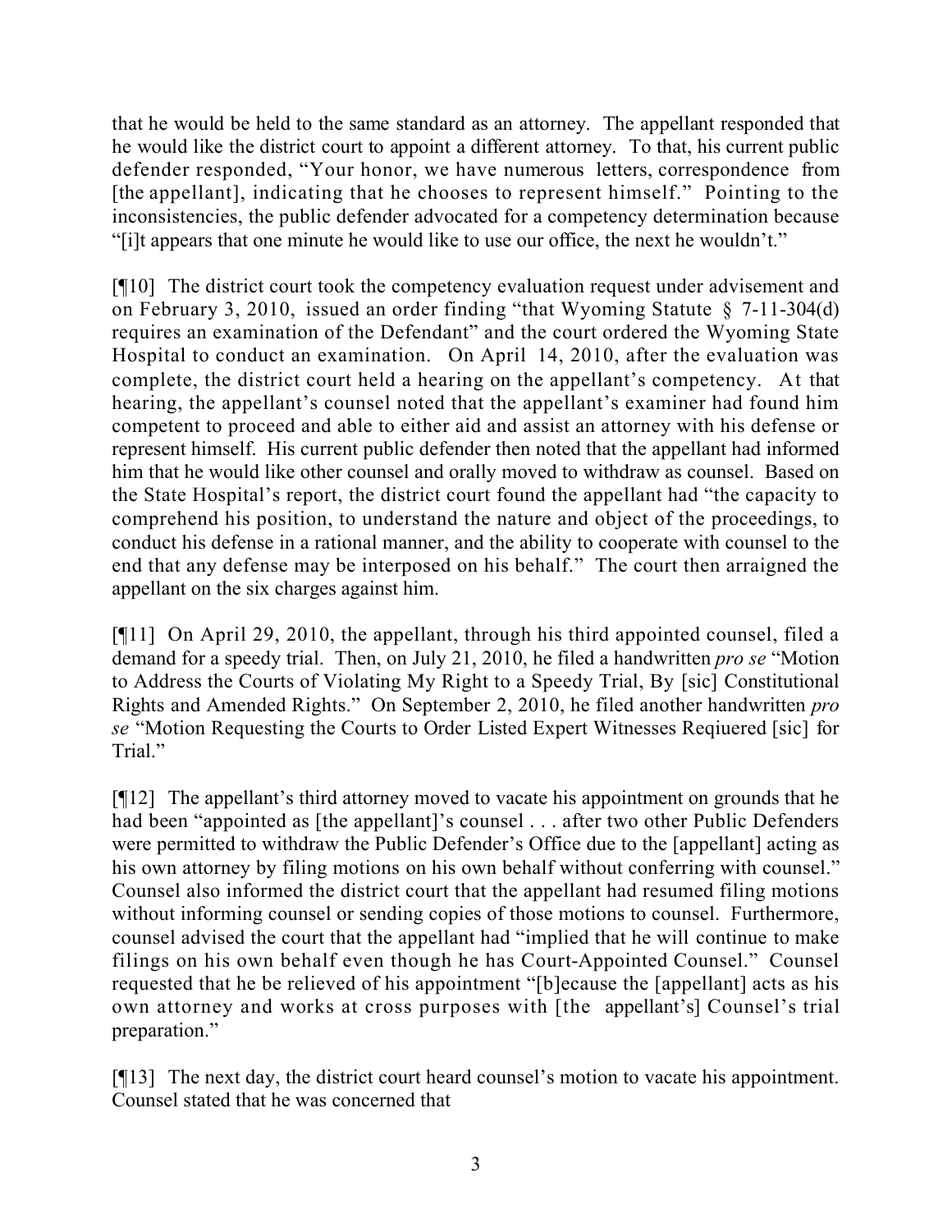that he would be held to the same standard as an attorney. The appellant responded that he would like the district court to appoint a different attorney. To that, his current public defender responded, "Your honor, we have numerous letters, correspondence from [the appellant], indicating that he chooses to represent himself." Pointing to the inconsistencies, the public defender advocated for a competency determination because "[i]t appears that one minute he would like to use our office, the next he wouldn't."

[¶10] The district court took the competency evaluation request under advisement and on February 3, 2010, issued an order finding "that Wyoming Statute § 7-11-304(d) requires an examination of the Defendant" and the court ordered the Wyoming State Hospital to conduct an examination. On April 14, 2010, after the evaluation was complete, the district court held a hearing on the appellant's competency. At that hearing, the appellant's counsel noted that the appellant's examiner had found him competent to proceed and able to either aid and assist an attorney with his defense or represent himself. His current public defender then noted that the appellant had informed him that he would like other counsel and orally moved to withdraw as counsel. Based on the State Hospital's report, the district court found the appellant had "the capacity to comprehend his position, to understand the nature and object of the proceedings, to conduct his defense in a rational manner, and the ability to cooperate with counsel to the end that any defense may be interposed on his behalf." The court then arraigned the appellant on the six charges against him.

[¶11] On April 29, 2010, the appellant, through his third appointed counsel, filed a demand for a speedy trial. Then, on July 21, 2010, he filed a handwritten *pro se* "Motion to Address the Courts of Violating My Right to a Speedy Trial, By [sic] Constitutional Rights and Amended Rights." On September 2, 2010, he filed another handwritten *pro se* "Motion Requesting the Courts to Order Listed Expert Witnesses Reqiuered [sic] for Trial."

[¶12] The appellant's third attorney moved to vacate his appointment on grounds that he had been "appointed as [the appellant]'s counsel . . . after two other Public Defenders were permitted to withdraw the Public Defender's Office due to the [appellant] acting as his own attorney by filing motions on his own behalf without conferring with counsel." Counsel also informed the district court that the appellant had resumed filing motions without informing counsel or sending copies of those motions to counsel. Furthermore, counsel advised the court that the appellant had "implied that he will continue to make filings on his own behalf even though he has Court-Appointed Counsel." Counsel requested that he be relieved of his appointment "[b]ecause the [appellant] acts as his own attorney and works at cross purposes with [the appellant's] Counsel's trial preparation."

[¶13] The next day, the district court heard counsel's motion to vacate his appointment. Counsel stated that he was concerned that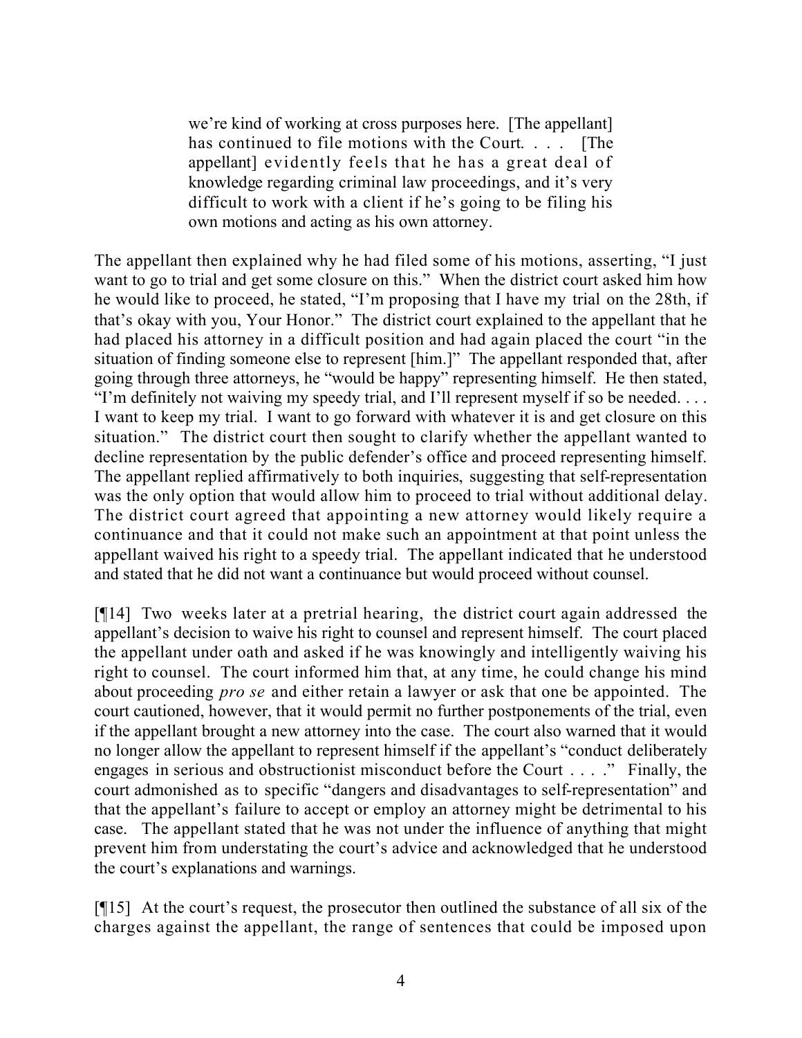> we're kind of working at cross purposes here. [The appellant] has continued to file motions with the Court. . . . [The appellant] evidently feels that he has a great deal of knowledge regarding criminal law proceedings, and it's very difficult to work with a client if he's going to be filing his own motions and acting as his own attorney.

The appellant then explained why he had filed some of his motions, asserting, "I just want to go to trial and get some closure on this." When the district court asked him how he would like to proceed, he stated, "I'm proposing that I have my trial on the 28th, if that's okay with you, Your Honor." The district court explained to the appellant that he had placed his attorney in a difficult position and had again placed the court "in the situation of finding someone else to represent [him.]" The appellant responded that, after going through three attorneys, he "would be happy" representing himself. He then stated, "I'm definitely not waiving my speedy trial, and I'll represent myself if so be needed. . . . I want to keep my trial. I want to go forward with whatever it is and get closure on this situation." The district court then sought to clarify whether the appellant wanted to decline representation by the public defender's office and proceed representing himself. The appellant replied affirmatively to both inquiries, suggesting that self-representation was the only option that would allow him to proceed to trial without additional delay. The district court agreed that appointing a new attorney would likely require a continuance and that it could not make such an appointment at that point unless the appellant waived his right to a speedy trial. The appellant indicated that he understood and stated that he did not want a continuance but would proceed without counsel.

[¶14] Two weeks later at a pretrial hearing, the district court again addressed the appellant's decision to waive his right to counsel and represent himself. The court placed the appellant under oath and asked if he was knowingly and intelligently waiving his right to counsel. The court informed him that, at any time, he could change his mind about proceeding *pro se* and either retain a lawyer or ask that one be appointed. The court cautioned, however, that it would permit no further postponements of the trial, even if the appellant brought a new attorney into the case. The court also warned that it would no longer allow the appellant to represent himself if the appellant's "conduct deliberately engages in serious and obstructionist misconduct before the Court . . . ." Finally, the court admonished as to specific "dangers and disadvantages to self-representation" and that the appellant's failure to accept or employ an attorney might be detrimental to his case. The appellant stated that he was not under the influence of anything that might prevent him from understating the court's advice and acknowledged that he understood the court's explanations and warnings.

[¶15] At the court's request, the prosecutor then outlined the substance of all six of the charges against the appellant, the range of sentences that could be imposed upon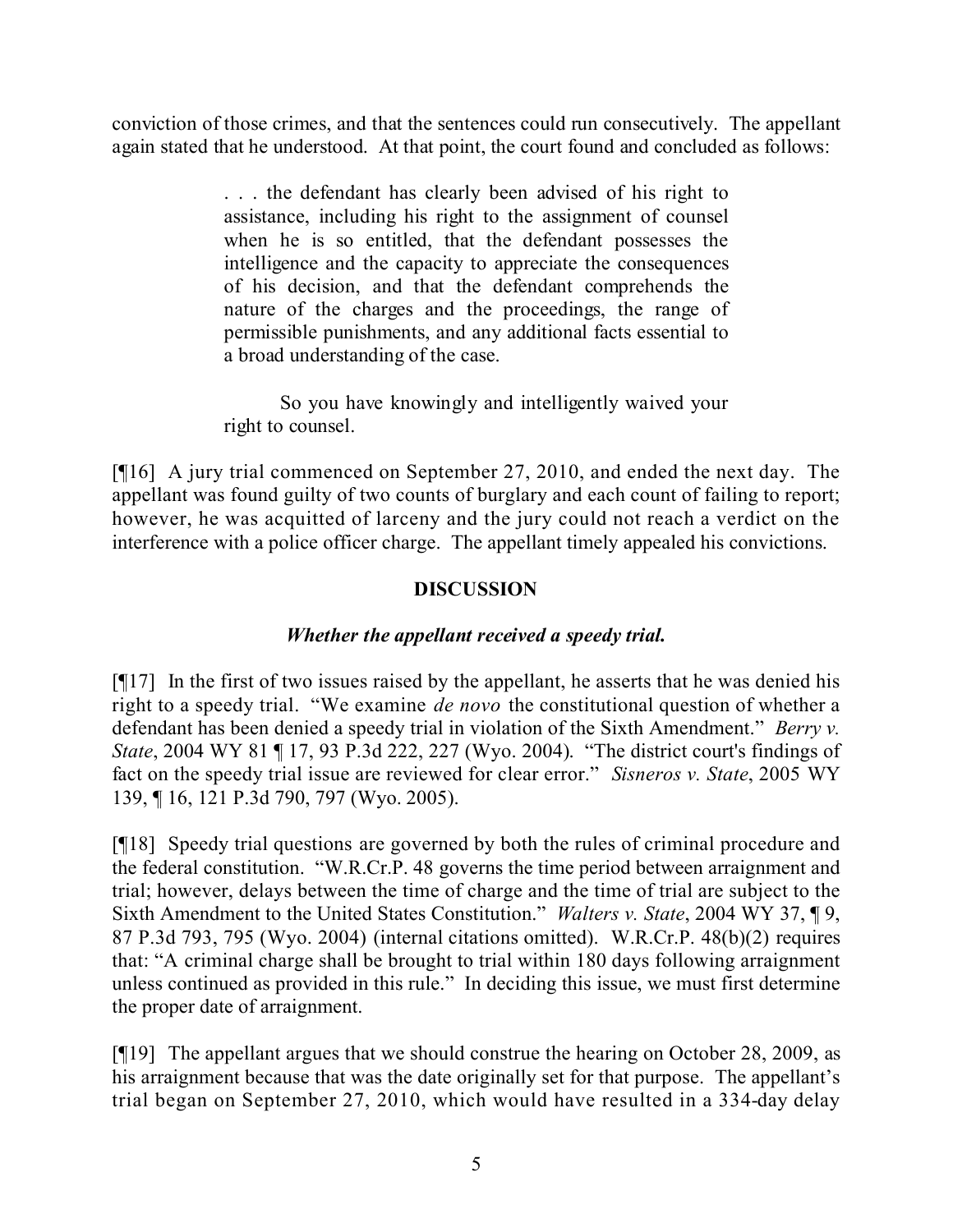conviction of those crimes, and that the sentences could run consecutively. The appellant again stated that he understood. At that point, the court found and concluded as follows:

> . . . the defendant has clearly been advised of his right to assistance, including his right to the assignment of counsel when he is so entitled, that the defendant possesses the intelligence and the capacity to appreciate the consequences of his decision, and that the defendant comprehends the nature of the charges and the proceedings, the range of permissible punishments, and any additional facts essential to a broad understanding of the case.
>
> So you have knowingly and intelligently waived your right to counsel.

[¶16] A jury trial commenced on September 27, 2010, and ended the next day. The appellant was found guilty of two counts of burglary and each count of failing to report; however, he was acquitted of larceny and the jury could not reach a verdict on the interference with a police officer charge. The appellant timely appealed his convictions.

## DISCUSSION

### *Whether the appellant received a speedy trial.*

[¶17] In the first of two issues raised by the appellant, he asserts that he was denied his right to a speedy trial. "We examine *de novo* the constitutional question of whether a defendant has been denied a speedy trial in violation of the Sixth Amendment." *Berry v. State*, 2004 WY 81 ¶ 17, 93 P.3d 222, 227 (Wyo. 2004). "The district court's findings of fact on the speedy trial issue are reviewed for clear error." *Sisneros v. State*, 2005 WY 139, ¶ 16, 121 P.3d 790, 797 (Wyo. 2005).

[¶18] Speedy trial questions are governed by both the rules of criminal procedure and the federal constitution. "W.R.Cr.P. 48 governs the time period between arraignment and trial; however, delays between the time of charge and the time of trial are subject to the Sixth Amendment to the United States Constitution." *Walters v. State*, 2004 WY 37, ¶ 9, 87 P.3d 793, 795 (Wyo. 2004) (internal citations omitted). W.R.Cr.P. 48(b)(2) requires that: "A criminal charge shall be brought to trial within 180 days following arraignment unless continued as provided in this rule." In deciding this issue, we must first determine the proper date of arraignment.

[¶19] The appellant argues that we should construe the hearing on October 28, 2009, as his arraignment because that was the date originally set for that purpose. The appellant's trial began on September 27, 2010, which would have resulted in a 334-day delay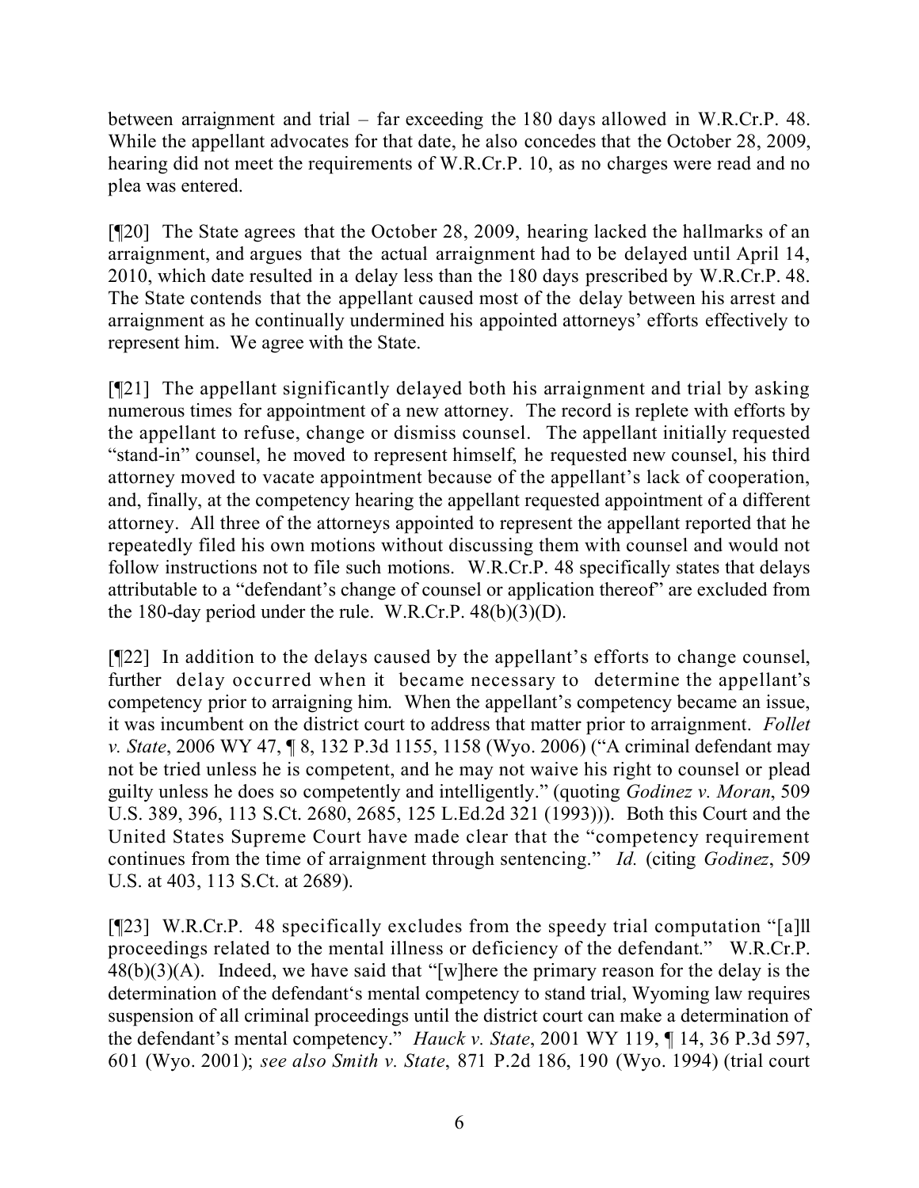between arraignment and trial – far exceeding the 180 days allowed in W.R.Cr.P. 48. While the appellant advocates for that date, he also concedes that the October 28, 2009, hearing did not meet the requirements of W.R.Cr.P. 10, as no charges were read and no plea was entered.

[¶20] The State agrees that the October 28, 2009, hearing lacked the hallmarks of an arraignment, and argues that the actual arraignment had to be delayed until April 14, 2010, which date resulted in a delay less than the 180 days prescribed by W.R.Cr.P. 48. The State contends that the appellant caused most of the delay between his arrest and arraignment as he continually undermined his appointed attorneys' efforts effectively to represent him. We agree with the State.

[¶21] The appellant significantly delayed both his arraignment and trial by asking numerous times for appointment of a new attorney. The record is replete with efforts by the appellant to refuse, change or dismiss counsel. The appellant initially requested "stand-in" counsel, he moved to represent himself, he requested new counsel, his third attorney moved to vacate appointment because of the appellant's lack of cooperation, and, finally, at the competency hearing the appellant requested appointment of a different attorney. All three of the attorneys appointed to represent the appellant reported that he repeatedly filed his own motions without discussing them with counsel and would not follow instructions not to file such motions. W.R.Cr.P. 48 specifically states that delays attributable to a "defendant's change of counsel or application thereof" are excluded from the 180-day period under the rule. W.R.Cr.P. 48(b)(3)(D).

[¶22] In addition to the delays caused by the appellant's efforts to change counsel, further delay occurred when it became necessary to determine the appellant's competency prior to arraigning him. When the appellant's competency became an issue, it was incumbent on the district court to address that matter prior to arraignment. *Follet v. State*, 2006 WY 47, ¶ 8, 132 P.3d 1155, 1158 (Wyo. 2006) ("A criminal defendant may not be tried unless he is competent, and he may not waive his right to counsel or plead guilty unless he does so competently and intelligently." (quoting *Godinez v. Moran*, 509 U.S. 389, 396, 113 S.Ct. 2680, 2685, 125 L.Ed.2d 321 (1993))). Both this Court and the United States Supreme Court have made clear that the "competency requirement continues from the time of arraignment through sentencing." *Id.* (citing *Godinez*, 509 U.S. at 403, 113 S.Ct. at 2689).

[¶23] W.R.Cr.P. 48 specifically excludes from the speedy trial computation "[a]ll proceedings related to the mental illness or deficiency of the defendant." W.R.Cr.P. 48(b)(3)(A). Indeed, we have said that "[w]here the primary reason for the delay is the determination of the defendant's mental competency to stand trial, Wyoming law requires suspension of all criminal proceedings until the district court can make a determination of the defendant's mental competency." *Hauck v. State*, 2001 WY 119, ¶ 14, 36 P.3d 597, 601 (Wyo. 2001); *see also Smith v. State*, 871 P.2d 186, 190 (Wyo. 1994) (trial court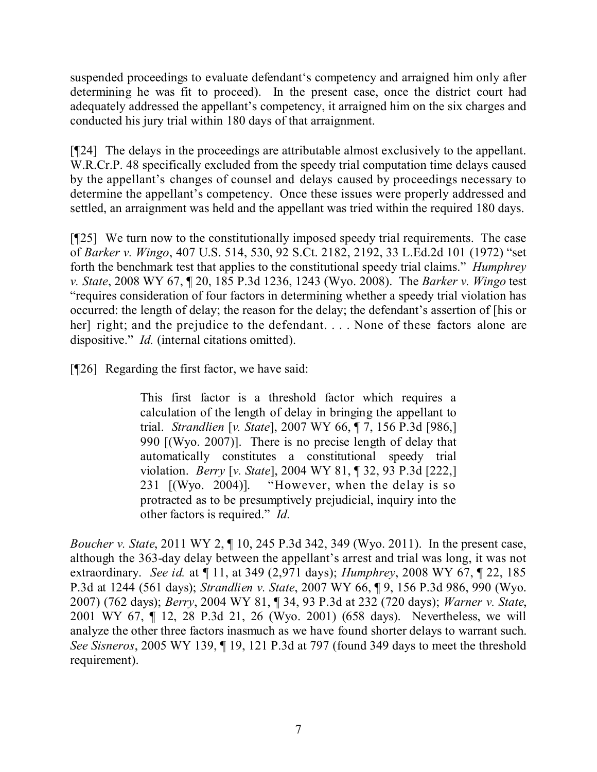suspended proceedings to evaluate defendant's competency and arraigned him only after determining he was fit to proceed). In the present case, once the district court had adequately addressed the appellant's competency, it arraigned him on the six charges and conducted his jury trial within 180 days of that arraignment.

[¶24] The delays in the proceedings are attributable almost exclusively to the appellant. W.R.Cr.P. 48 specifically excluded from the speedy trial computation time delays caused by the appellant's changes of counsel and delays caused by proceedings necessary to determine the appellant's competency. Once these issues were properly addressed and settled, an arraignment was held and the appellant was tried within the required 180 days.

[¶25] We turn now to the constitutionally imposed speedy trial requirements. The case of *Barker v. Wingo*, 407 U.S. 514, 530, 92 S.Ct. 2182, 2192, 33 L.Ed.2d 101 (1972) "set forth the benchmark test that applies to the constitutional speedy trial claims." *Humphrey v. State*, 2008 WY 67, ¶ 20, 185 P.3d 1236, 1243 (Wyo. 2008). The *Barker v. Wingo* test "requires consideration of four factors in determining whether a speedy trial violation has occurred: the length of delay; the reason for the delay; the defendant's assertion of [his or her] right; and the prejudice to the defendant. . . . None of these factors alone are dispositive." *Id.* (internal citations omitted).

[¶26] Regarding the first factor, we have said:

> This first factor is a threshold factor which requires a calculation of the length of delay in bringing the appellant to trial. *Strandlien* [*v. State*], 2007 WY 66, ¶ 7, 156 P.3d [986,] 990 [(Wyo. 2007)]. There is no precise length of delay that automatically constitutes a constitutional speedy trial violation. *Berry* [*v. State*], 2004 WY 81, ¶ 32, 93 P.3d [222,] 231 [(Wyo. 2004)]. "However, when the delay is so protracted as to be presumptively prejudicial, inquiry into the other factors is required." *Id.*

*Boucher v. State*, 2011 WY 2, ¶ 10, 245 P.3d 342, 349 (Wyo. 2011). In the present case, although the 363-day delay between the appellant's arrest and trial was long, it was not extraordinary. *See id.* at ¶ 11, at 349 (2,971 days); *Humphrey*, 2008 WY 67, ¶ 22, 185 P.3d at 1244 (561 days); *Strandlien v. State*, 2007 WY 66, ¶ 9, 156 P.3d 986, 990 (Wyo. 2007) (762 days); *Berry*, 2004 WY 81, ¶ 34, 93 P.3d at 232 (720 days); *Warner v. State*, 2001 WY 67, ¶ 12, 28 P.3d 21, 26 (Wyo. 2001) (658 days). Nevertheless, we will analyze the other three factors inasmuch as we have found shorter delays to warrant such. *See Sisneros*, 2005 WY 139, ¶ 19, 121 P.3d at 797 (found 349 days to meet the threshold requirement).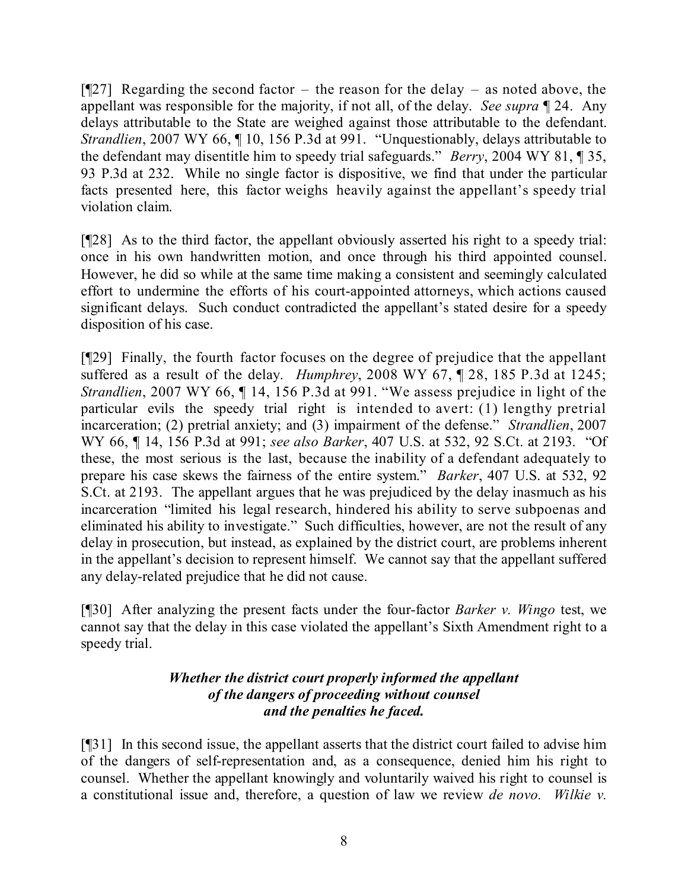[¶27] Regarding the second factor – the reason for the delay – as noted above, the appellant was responsible for the majority, if not all, of the delay. *See supra* ¶ 24. Any delays attributable to the State are weighed against those attributable to the defendant. *Strandlien*, 2007 WY 66, ¶ 10, 156 P.3d at 991. "Unquestionably, delays attributable to the defendant may disentitle him to speedy trial safeguards." *Berry*, 2004 WY 81, ¶ 35, 93 P.3d at 232. While no single factor is dispositive, we find that under the particular facts presented here, this factor weighs heavily against the appellant's speedy trial violation claim.

[¶28] As to the third factor, the appellant obviously asserted his right to a speedy trial: once in his own handwritten motion, and once through his third appointed counsel. However, he did so while at the same time making a consistent and seemingly calculated effort to undermine the efforts of his court-appointed attorneys, which actions caused significant delays. Such conduct contradicted the appellant's stated desire for a speedy disposition of his case.

[¶29] Finally, the fourth factor focuses on the degree of prejudice that the appellant suffered as a result of the delay. *Humphrey*, 2008 WY 67, ¶ 28, 185 P.3d at 1245; *Strandlien*, 2007 WY 66, ¶ 14, 156 P.3d at 991. "We assess prejudice in light of the particular evils the speedy trial right is intended to avert: (1) lengthy pretrial incarceration; (2) pretrial anxiety; and (3) impairment of the defense." *Strandlien*, 2007 WY 66, ¶ 14, 156 P.3d at 991; *see also Barker*, 407 U.S. at 532, 92 S.Ct. at 2193. "Of these, the most serious is the last, because the inability of a defendant adequately to prepare his case skews the fairness of the entire system." *Barker*, 407 U.S. at 532, 92 S.Ct. at 2193. The appellant argues that he was prejudiced by the delay inasmuch as his incarceration "limited his legal research, hindered his ability to serve subpoenas and eliminated his ability to investigate." Such difficulties, however, are not the result of any delay in prosecution, but instead, as explained by the district court, are problems inherent in the appellant's decision to represent himself. We cannot say that the appellant suffered any delay-related prejudice that he did not cause.

[¶30] After analyzing the present facts under the four-factor *Barker v. Wingo* test, we cannot say that the delay in this case violated the appellant's Sixth Amendment right to a speedy trial.

### *Whether the district court properly informed the appellant of the dangers of proceeding without counsel and the penalties he faced.*

[¶31] In this second issue, the appellant asserts that the district court failed to advise him of the dangers of self-representation and, as a consequence, denied him his right to counsel. Whether the appellant knowingly and voluntarily waived his right to counsel is a constitutional issue and, therefore, a question of law we review *de novo*. *Wilkie v.*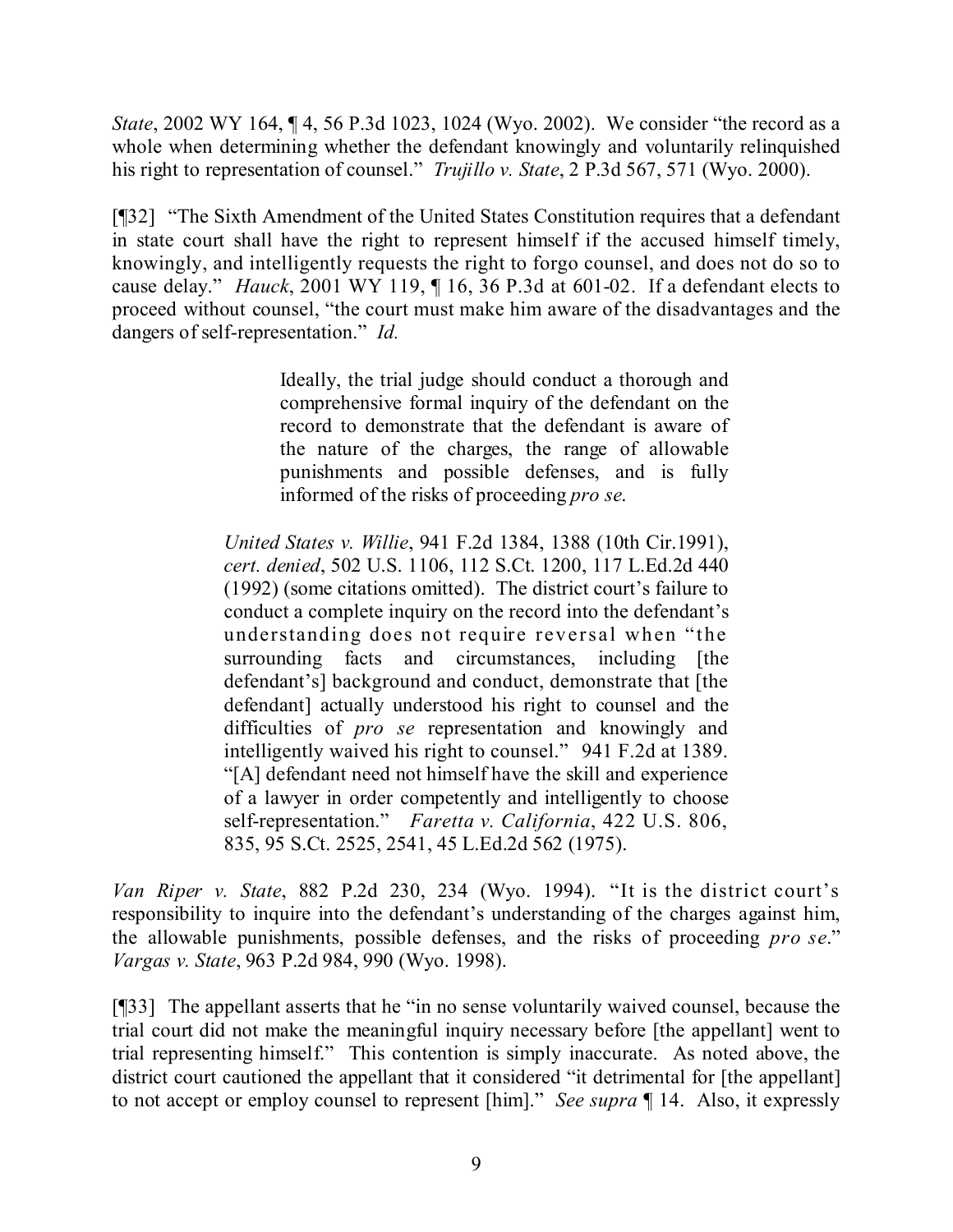*State*, 2002 WY 164, ¶ 4, 56 P.3d 1023, 1024 (Wyo. 2002). We consider "the record as a whole when determining whether the defendant knowingly and voluntarily relinquished his right to representation of counsel." *Trujillo v. State*, 2 P.3d 567, 571 (Wyo. 2000).

[¶32] "The Sixth Amendment of the United States Constitution requires that a defendant in state court shall have the right to represent himself if the accused himself timely, knowingly, and intelligently requests the right to forgo counsel, and does not do so to cause delay." *Hauck*, 2001 WY 119, ¶ 16, 36 P.3d at 601-02. If a defendant elects to proceed without counsel, "the court must make him aware of the disadvantages and the dangers of self-representation." *Id.*

> > Ideally, the trial judge should conduct a thorough and comprehensive formal inquiry of the defendant on the record to demonstrate that the defendant is aware of the nature of the charges, the range of allowable punishments and possible defenses, and is fully informed of the risks of proceeding *pro se*.
>
> *United States v. Willie*, 941 F.2d 1384, 1388 (10th Cir.1991), *cert. denied*, 502 U.S. 1106, 112 S.Ct. 1200, 117 L.Ed.2d 440 (1992) (some citations omitted). The district court's failure to conduct a complete inquiry on the record into the defendant's understanding does not require reversal when "the surrounding facts and circumstances, including [the defendant's] background and conduct, demonstrate that [the defendant] actually understood his right to counsel and the difficulties of *pro se* representation and knowingly and intelligently waived his right to counsel." 941 F.2d at 1389. "[A] defendant need not himself have the skill and experience of a lawyer in order competently and intelligently to choose self-representation." *Faretta v. California*, 422 U.S. 806, 835, 95 S.Ct. 2525, 2541, 45 L.Ed.2d 562 (1975).

*Van Riper v. State*, 882 P.2d 230, 234 (Wyo. 1994). "It is the district court's responsibility to inquire into the defendant's understanding of the charges against him, the allowable punishments, possible defenses, and the risks of proceeding *pro se*." *Vargas v. State*, 963 P.2d 984, 990 (Wyo. 1998).

[¶33] The appellant asserts that he "in no sense voluntarily waived counsel, because the trial court did not make the meaningful inquiry necessary before [the appellant] went to trial representing himself." This contention is simply inaccurate. As noted above, the district court cautioned the appellant that it considered "it detrimental for [the appellant] to not accept or employ counsel to represent [him]." *See supra* ¶ 14. Also, it expressly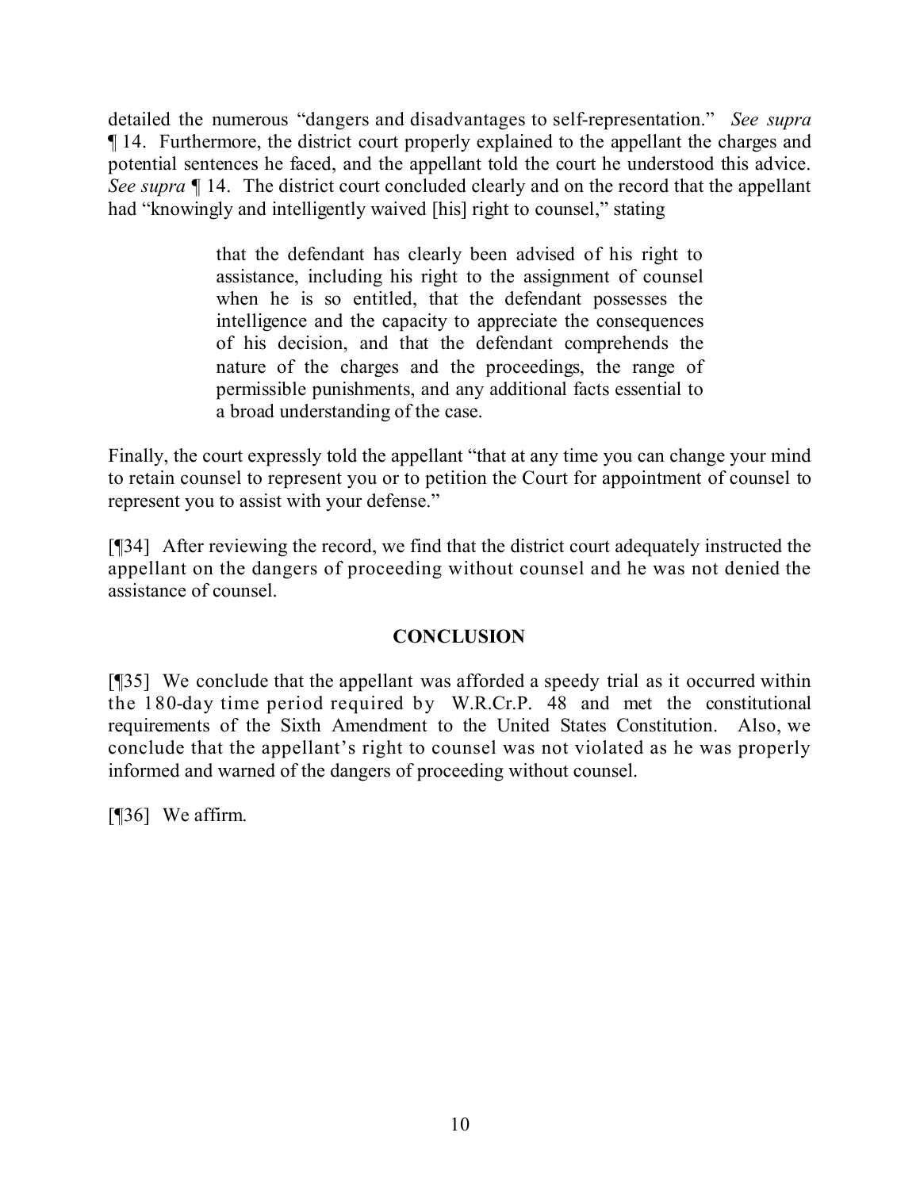detailed the numerous "dangers and disadvantages to self-representation." *See supra* ¶ 14. Furthermore, the district court properly explained to the appellant the charges and potential sentences he faced, and the appellant told the court he understood this advice. *See supra* ¶ 14. The district court concluded clearly and on the record that the appellant had "knowingly and intelligently waived [his] right to counsel," stating

> that the defendant has clearly been advised of his right to assistance, including his right to the assignment of counsel when he is so entitled, that the defendant possesses the intelligence and the capacity to appreciate the consequences of his decision, and that the defendant comprehends the nature of the charges and the proceedings, the range of permissible punishments, and any additional facts essential to a broad understanding of the case.

Finally, the court expressly told the appellant "that at any time you can change your mind to retain counsel to represent you or to petition the Court for appointment of counsel to represent you to assist with your defense."

[¶34] After reviewing the record, we find that the district court adequately instructed the appellant on the dangers of proceeding without counsel and he was not denied the assistance of counsel.

## CONCLUSION

[¶35] We conclude that the appellant was afforded a speedy trial as it occurred within the 180-day time period required by W.R.Cr.P. 48 and met the constitutional requirements of the Sixth Amendment to the United States Constitution. Also, we conclude that the appellant's right to counsel was not violated as he was properly informed and warned of the dangers of proceeding without counsel.

[¶36] We affirm.